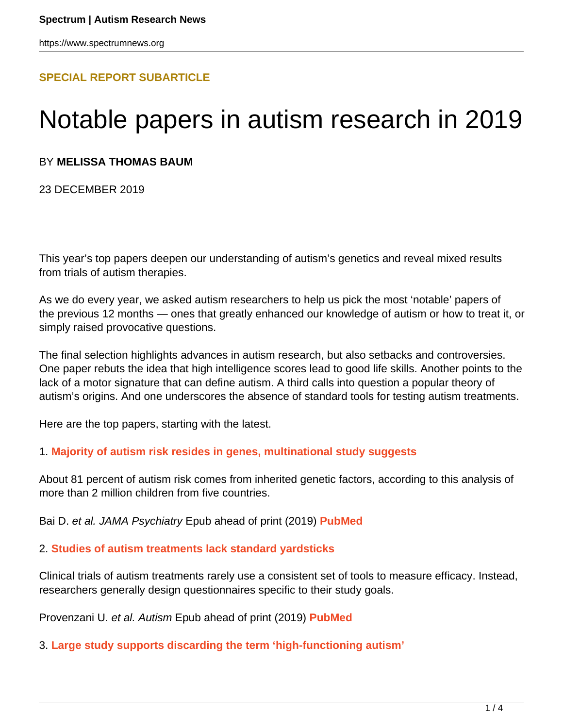SPECIAL REPORT SUBARTICLE

# Notable papers in autism research in 2019

BY **MELISSA THOMAS BAUM**

23 DECEMBER 2019

This year's top papers deepen our understanding of autism's genetics and reveal mixed results from trials of autism therapies.

As we do every year, we asked autism researchers to help us pick the most 'notable' papers of the previous 12 months — ones that greatly enhanced our knowledge of autism or how to treat it, or simply raised provocative questions.

The final selection highlights advances in autism research, but also setbacks and controversies. One paper rebuts the idea that high intelligence scores lead to good life skills. Another points to the lack of a motor signature that can define autism. A third calls into question a popular theory of autism's origins. And one underscores the absence of standard tools for testing autism treatments.

Here are the top papers, starting with the latest.

1. **Majority of autism risk resides in genes, multinational study suggests**

About 81 percent of autism risk comes from inherited genetic factors, according to this analysis of more than 2 million children from five countries.

Bai D. *et al. JAMA Psychiatry* Epub ahead of print (2019) **PubMed**

2. **Studies of autism treatments lack standard yardsticks**

Clinical trials of autism treatments rarely use a consistent set of tools to measure efficacy. Instead, researchers generally design questionnaires specific to their study goals.

Provenzani U. *et al. Autism* Epub ahead of print (2019) **PubMed**

3. **Large study supports discarding the term 'high-functioning autism'**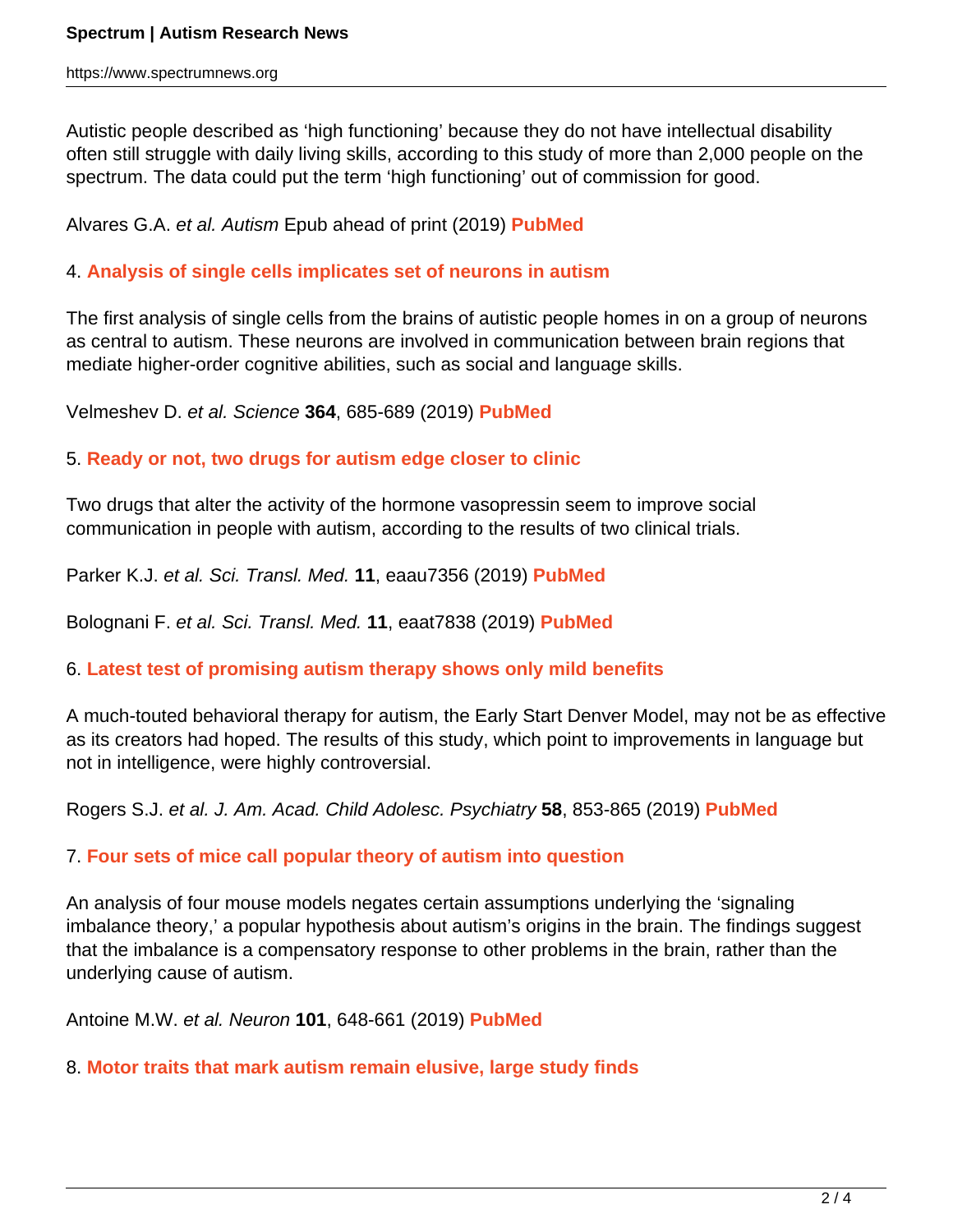Autistic people described as 'high functioning' because they do not have intellectual disability often still struggle with daily living skills, according to this study of more than 2,000 people on the spectrum. The data could put the term 'high functioning' out of commission for good.

Alvares G.A. *et al. Autism* Epub ahead of print (2019) **PubMed**

4. **Analysis of single cells implicates set of neurons in autism**

The first analysis of single cells from the brains of autistic people homes in on a group of neurons as central to autism. These neurons are involved in communication between brain regions that mediate higher-order cognitive abilities, such as social and language skills.

Velmeshev D. *et al. Science* **364**, 685-689 (2019) **PubMed**

5. **Ready or not, two drugs for autism edge closer to clinic**

Two drugs that alter the activity of the hormone vasopressin seem to improve social communication in people with autism, according to the results of two clinical trials.

Parker K.J. *et al. Sci. Transl. Med.* **11**, eaau7356 (2019) **PubMed**

Bolognani F. *et al. Sci. Transl. Med.* **11**, eaat7838 (2019) **PubMed**

6. **Latest test of promising autism therapy shows only mild benefits**

A much-touted behavioral therapy for autism, the Early Start Denver Model, may not be as effective as its creators had hoped. The results of this study, which point to improvements in language but not in intelligence, were highly controversial.

Rogers S.J. *et al. J. Am. Acad. Child Adolesc. Psychiatry* **58**, 853-865 (2019) **PubMed**

7. **Four sets of mice call popular theory of autism into question**

An analysis of four mouse models negates certain assumptions underlying the 'signaling imbalance theory,' a popular hypothesis about autism's origins in the brain. The findings suggest that the imbalance is a compensatory response to other problems in the brain, rather than the underlying cause of autism.

Antoine M.W. *et al. Neuron* **101**, 648-661 (2019) **PubMed**

8. **Motor traits that mark autism remain elusive, large study finds**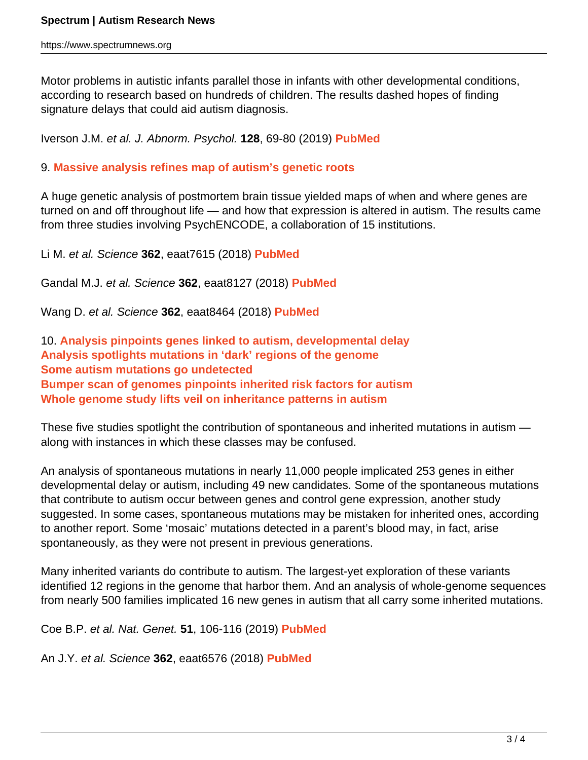Motor problems in autistic infants parallel those in infants with other developmental conditions, according to research based on hundreds of children. The results dashed hopes of finding signature delays that could aid autism diagnosis.

Iverson J.M. *et al. J. Abnorm. Psychol.* **128**, 69-80 (2019) **PubMed**

9. **Massive analysis refines map of autism's genetic roots**

A huge genetic analysis of postmortem brain tissue yielded maps of when and where genes are turned on and off throughout life — and how that expression is altered in autism. The results came from three studies involving PsychENCODE, a collaboration of 15 institutions.

Li M. *et al. Science* **362**, eaat7615 (2018) **PubMed**

Gandal M.J. *et al. Science* **362**, eaat8127 (2018) **PubMed**

Wang D. *et al. Science* **362**, eaat8464 (2018) **PubMed**

10. **Analysis pinpoints genes linked to autism, developmental delay**
**Analysis spotlights mutations in 'dark' regions of the genome**
**Some autism mutations go undetected**
**Bumper scan of genomes pinpoints inherited risk factors for autism**
**Whole genome study lifts veil on inheritance patterns in autism**

These five studies spotlight the contribution of spontaneous and inherited mutations in autism — along with instances in which these classes may be confused.

An analysis of spontaneous mutations in nearly 11,000 people implicated 253 genes in either developmental delay or autism, including 49 new candidates. Some of the spontaneous mutations that contribute to autism occur between genes and control gene expression, another study suggested. In some cases, spontaneous mutations may be mistaken for inherited ones, according to another report. Some 'mosaic' mutations detected in a parent's blood may, in fact, arise spontaneously, as they were not present in previous generations.

Many inherited variants do contribute to autism. The largest-yet exploration of these variants identified 12 regions in the genome that harbor them. And an analysis of whole-genome sequences from nearly 500 families implicated 16 new genes in autism that all carry some inherited mutations.

Coe B.P. *et al. Nat. Genet.* **51**, 106-116 (2019) **PubMed**

An J.Y. *et al. Science* **362**, eaat6576 (2018) **PubMed**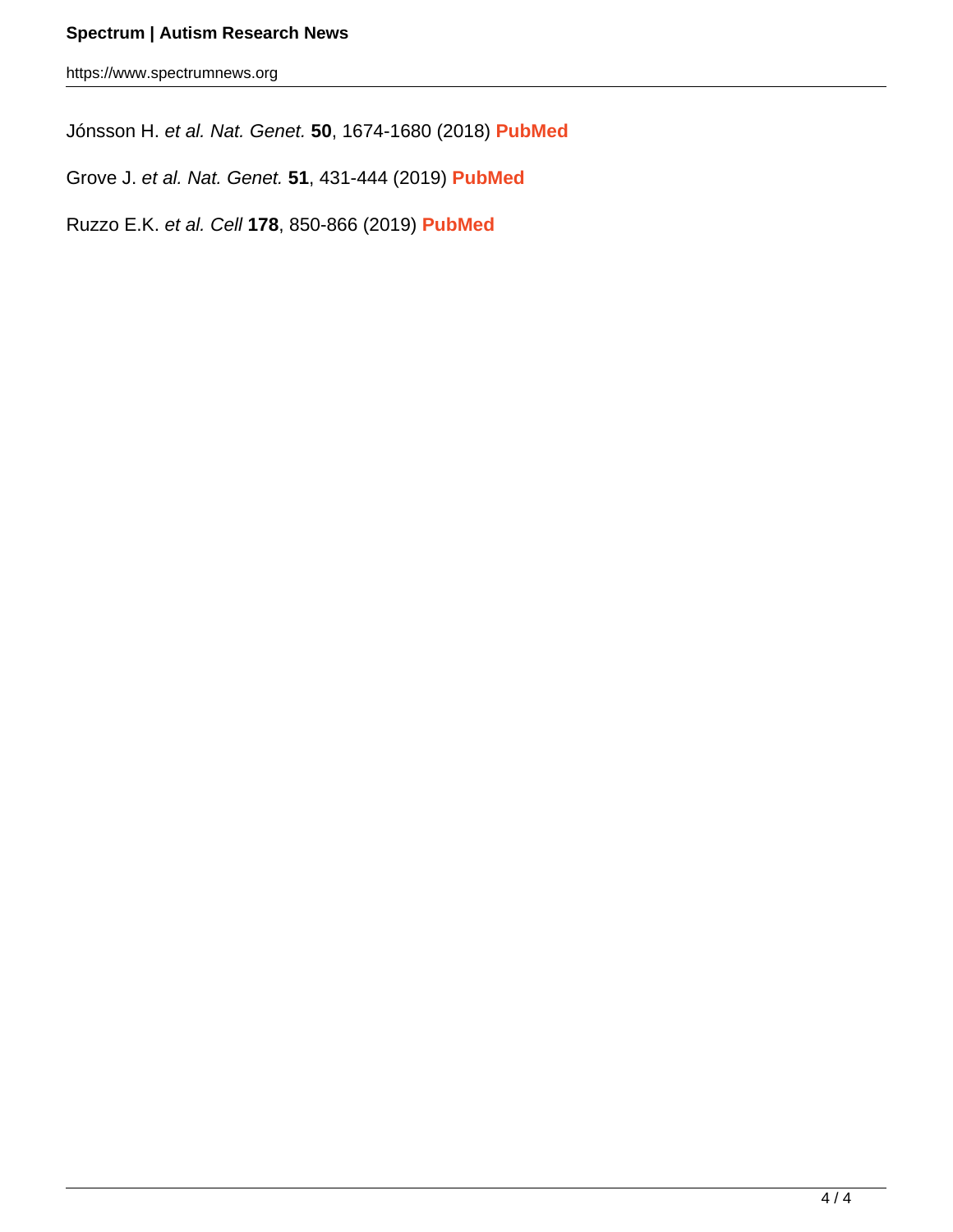Jónsson H. *et al. Nat. Genet.* **50**, 1674-1680 (2018) **PubMed**

Grove J. *et al. Nat. Genet.* **51**, 431-444 (2019) **PubMed**

Ruzzo E.K. *et al. Cell* **178**, 850-866 (2019) **PubMed**